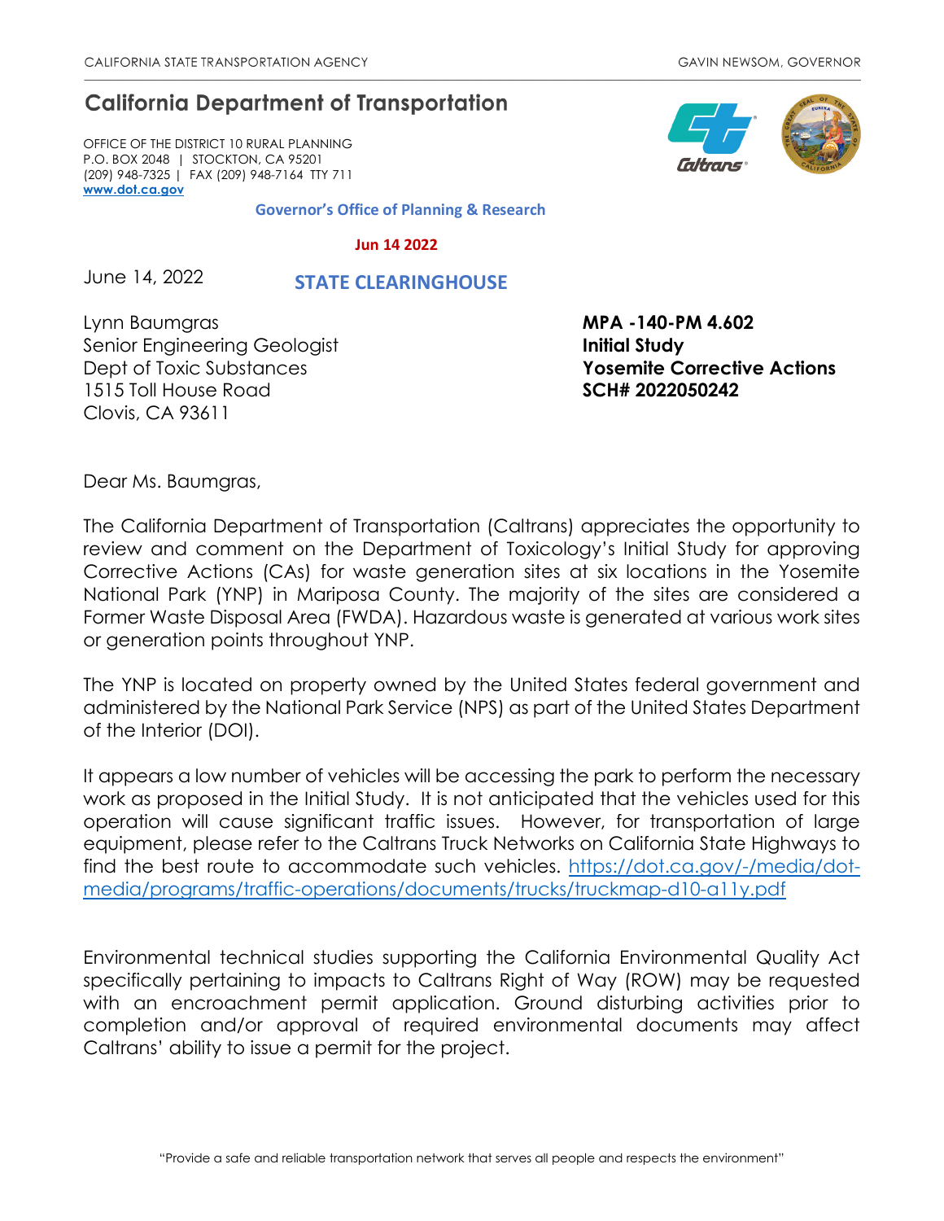CALIFORNIA STATE TRANSPORTATION AGENCY GAVIN NEWSOM, GOVERNOR

# California Department of Transportation

OFFICE OF THE DISTRICT 10 RURAL PLANNING
P.O. BOX 2048 | STOCKTON, CA 95201
(209) 948-7325 | FAX (209) 948-7164 TTY 711
**www.dot.ca.gov**

**Governor's Office of Planning & Research**

**Jun 14 2022**

**STATE CLEARINGHOUSE**

June 14, 2022

Lynn Baumgras
Senior Engineering Geologist
Dept of Toxic Substances
1515 Toll House Road
Clovis, CA 93611

**MPA -140-PM 4.602**
**Initial Study**
**Yosemite Corrective Actions**
**SCH# 2022050242**

Dear Ms. Baumgras,

The California Department of Transportation (Caltrans) appreciates the opportunity to review and comment on the Department of Toxicology's Initial Study for approving Corrective Actions (CAs) for waste generation sites at six locations in the Yosemite National Park (YNP) in Mariposa County. The majority of the sites are considered a Former Waste Disposal Area (FWDA). Hazardous waste is generated at various work sites or generation points throughout YNP.

The YNP is located on property owned by the United States federal government and administered by the National Park Service (NPS) as part of the United States Department of the Interior (DOI).

It appears a low number of vehicles will be accessing the park to perform the necessary work as proposed in the Initial Study. It is not anticipated that the vehicles used for this operation will cause significant traffic issues. However, for transportation of large equipment, please refer to the Caltrans Truck Networks on California State Highways to find the best route to accommodate such vehicles. https://dot.ca.gov/-/media/dot-media/programs/traffic-operations/documents/trucks/truckmap-d10-a11y.pdf

Environmental technical studies supporting the California Environmental Quality Act specifically pertaining to impacts to Caltrans Right of Way (ROW) may be requested with an encroachment permit application. Ground disturbing activities prior to completion and/or approval of required environmental documents may affect Caltrans' ability to issue a permit for the project.

"Provide a safe and reliable transportation network that serves all people and respects the environment"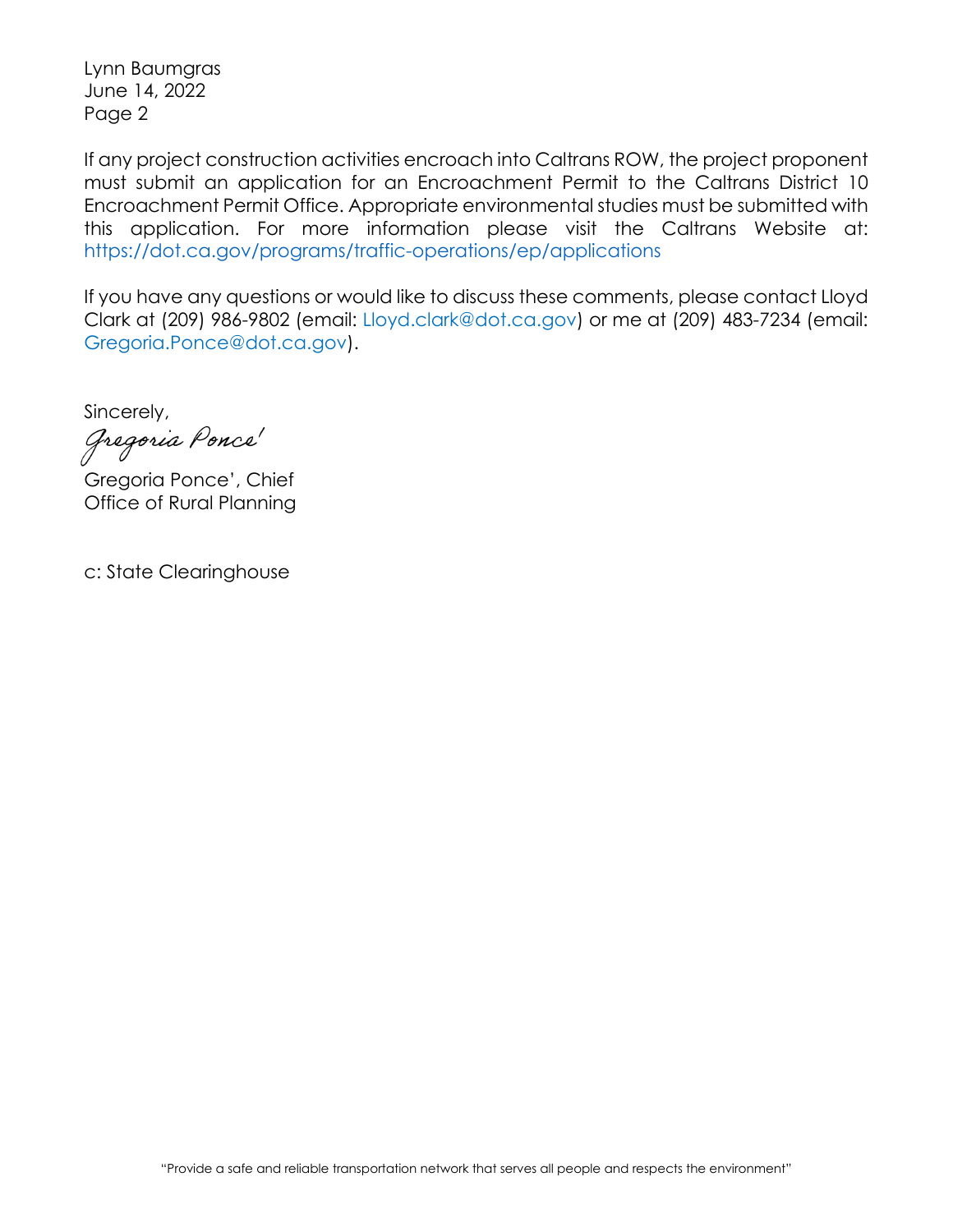Lynn Baumgras
June 14, 2022

If any project construction activities encroach into Caltrans ROW, the project proponent must submit an application for an Encroachment Permit to the Caltrans District 10 Encroachment Permit Office. Appropriate environmental studies must be submitted with this application. For more information please visit the Caltrans Website at: https://dot.ca.gov/programs/traffic-operations/ep/applications

If you have any questions or would like to discuss these comments, please contact Lloyd Clark at (209) 986-9802 (email: Lloyd.clark@dot.ca.gov) or me at (209) 483-7234 (email: Gregoria.Ponce@dot.ca.gov).

Sincerely,

*Gregoria Ponce'*

Gregoria Ponce', Chief
Office of Rural Planning

c: State Clearinghouse

"Provide a safe and reliable transportation network that serves all people and respects the environment"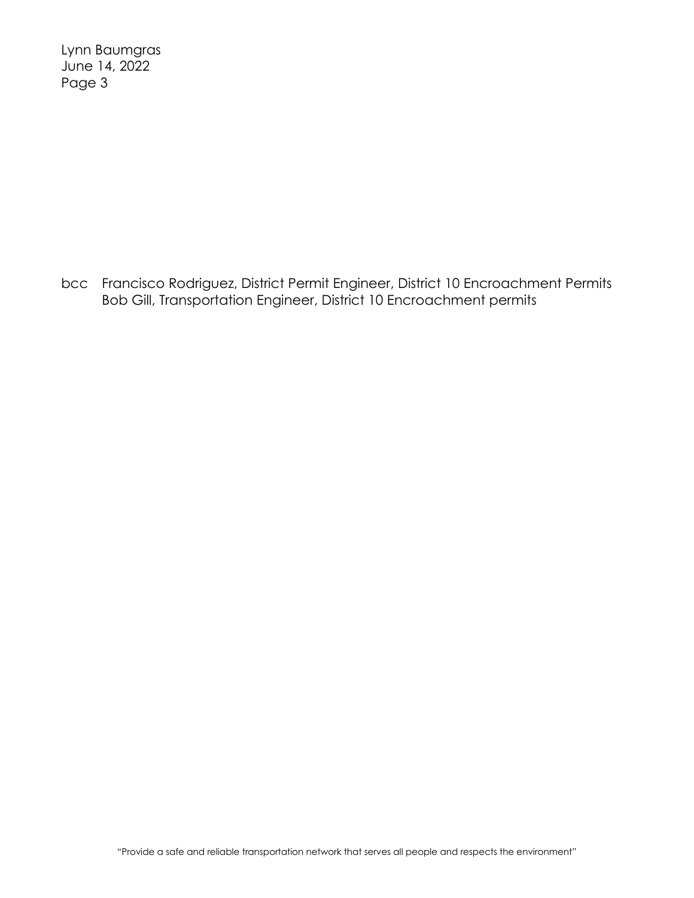bcc Francisco Rodriguez, District Permit Engineer, District 10 Encroachment Permits
Bob Gill, Transportation Engineer, District 10 Encroachment permits